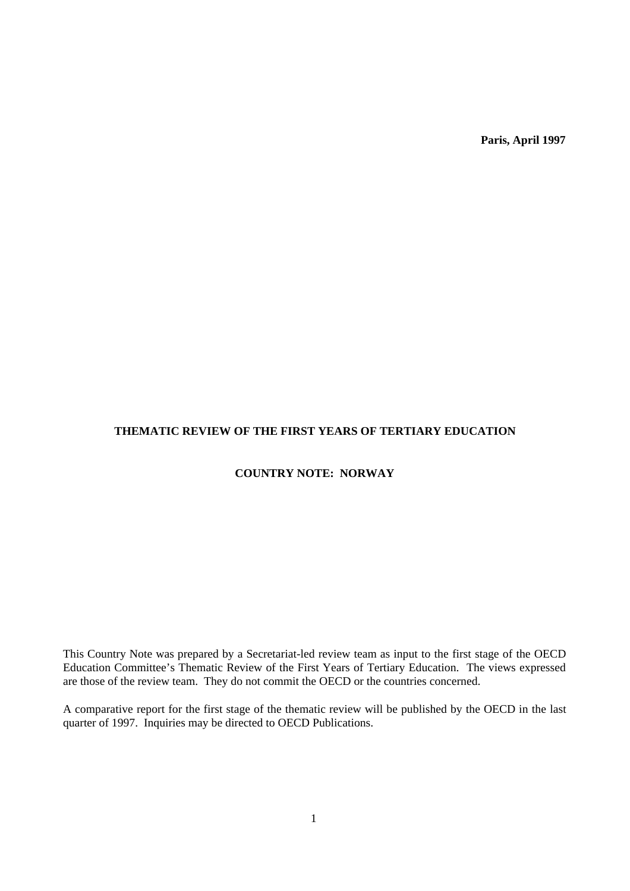**Paris, April 1997**

# THEMATIC REVIEW OF THE FIRST YEARS OF TERTIARY EDUCATION

## COUNTRY NOTE: NORWAY

This Country Note was prepared by a Secretariat-led review team as input to the first stage of the OECD Education Committee's Thematic Review of the First Years of Tertiary Education. The views expressed are those of the review team. They do not commit the OECD or the countries concerned.

A comparative report for the first stage of the thematic review will be published by the OECD in the last quarter of 1997. Inquiries may be directed to OECD Publications.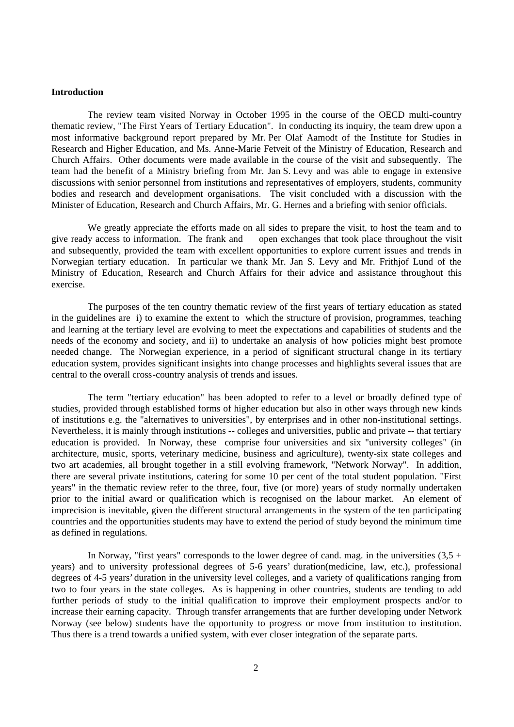**Introduction**

The review team visited Norway in October 1995 in the course of the OECD multi-country thematic review, "The First Years of Tertiary Education". In conducting its inquiry, the team drew upon a most informative background report prepared by Mr. Per Olaf Aamodt of the Institute for Studies in Research and Higher Education, and Ms. Anne-Marie Fetveit of the Ministry of Education, Research and Church Affairs. Other documents were made available in the course of the visit and subsequently. The team had the benefit of a Ministry briefing from Mr. Jan S. Levy and was able to engage in extensive discussions with senior personnel from institutions and representatives of employers, students, community bodies and research and development organisations. The visit concluded with a discussion with the Minister of Education, Research and Church Affairs, Mr. G. Hernes and a briefing with senior officials.

We greatly appreciate the efforts made on all sides to prepare the visit, to host the team and to give ready access to information. The frank and open exchanges that took place throughout the visit and subsequently, provided the team with excellent opportunities to explore current issues and trends in Norwegian tertiary education. In particular we thank Mr. Jan S. Levy and Mr. Frithjof Lund of the Ministry of Education, Research and Church Affairs for their advice and assistance throughout this exercise.

The purposes of the ten country thematic review of the first years of tertiary education as stated in the guidelines are i) to examine the extent to which the structure of provision, programmes, teaching and learning at the tertiary level are evolving to meet the expectations and capabilities of students and the needs of the economy and society, and ii) to undertake an analysis of how policies might best promote needed change. The Norwegian experience, in a period of significant structural change in its tertiary education system, provides significant insights into change processes and highlights several issues that are central to the overall cross-country analysis of trends and issues.

The term "tertiary education" has been adopted to refer to a level or broadly defined type of studies, provided through established forms of higher education but also in other ways through new kinds of institutions e.g. the "alternatives to universities", by enterprises and in other non-institutional settings. Nevertheless, it is mainly through institutions -- colleges and universities, public and private -- that tertiary education is provided. In Norway, these comprise four universities and six "university colleges" (in architecture, music, sports, veterinary medicine, business and agriculture), twenty-six state colleges and two art academies, all brought together in a still evolving framework, "Network Norway". In addition, there are several private institutions, catering for some 10 per cent of the total student population. "First years" in the thematic review refer to the three, four, five (or more) years of study normally undertaken prior to the initial award or qualification which is recognised on the labour market. An element of imprecision is inevitable, given the different structural arrangements in the system of the ten participating countries and the opportunities students may have to extend the period of study beyond the minimum time as defined in regulations.

In Norway, "first years" corresponds to the lower degree of cand. mag. in the universities (3,5 + years) and to university professional degrees of 5-6 years' duration(medicine, law, etc.), professional degrees of 4-5 years' duration in the university level colleges, and a variety of qualifications ranging from two to four years in the state colleges. As is happening in other countries, students are tending to add further periods of study to the initial qualification to improve their employment prospects and/or to increase their earning capacity. Through transfer arrangements that are further developing under Network Norway (see below) students have the opportunity to progress or move from institution to institution. Thus there is a trend towards a unified system, with ever closer integration of the separate parts.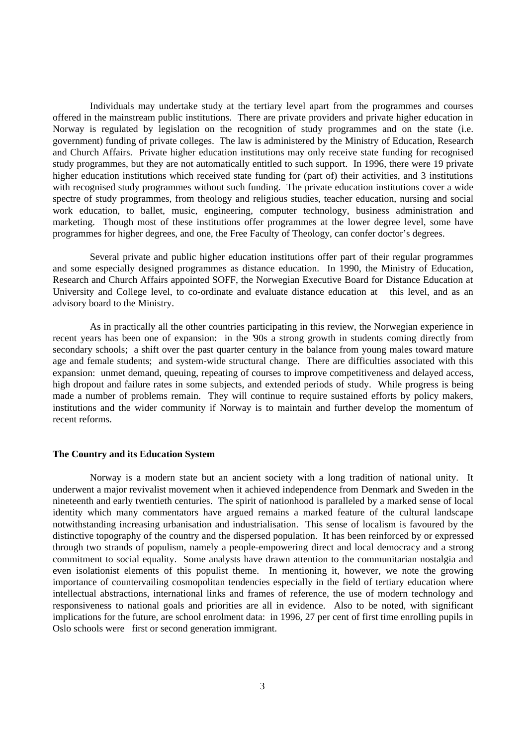Individuals may undertake study at the tertiary level apart from the programmes and courses offered in the mainstream public institutions. There are private providers and private higher education in Norway is regulated by legislation on the recognition of study programmes and on the state (i.e. government) funding of private colleges. The law is administered by the Ministry of Education, Research and Church Affairs. Private higher education institutions may only receive state funding for recognised study programmes, but they are not automatically entitled to such support. In 1996, there were 19 private higher education institutions which received state funding for (part of) their activities, and 3 institutions with recognised study programmes without such funding. The private education institutions cover a wide spectre of study programmes, from theology and religious studies, teacher education, nursing and social work education, to ballet, music, engineering, computer technology, business administration and marketing. Though most of these institutions offer programmes at the lower degree level, some have programmes for higher degrees, and one, the Free Faculty of Theology, can confer doctor's degrees.

Several private and public higher education institutions offer part of their regular programmes and some especially designed programmes as distance education. In 1990, the Ministry of Education, Research and Church Affairs appointed SOFF, the Norwegian Executive Board for Distance Education at University and College level, to co-ordinate and evaluate distance education at this level, and as an advisory board to the Ministry.

As in practically all the other countries participating in this review, the Norwegian experience in recent years has been one of expansion: in the '90s a strong growth in students coming directly from secondary schools; a shift over the past quarter century in the balance from young males toward mature age and female students; and system-wide structural change. There are difficulties associated with this expansion: unmet demand, queuing, repeating of courses to improve competitiveness and delayed access, high dropout and failure rates in some subjects, and extended periods of study. While progress is being made a number of problems remain. They will continue to require sustained efforts by policy makers, institutions and the wider community if Norway is to maintain and further develop the momentum of recent reforms.

**The Country and its Education System**

Norway is a modern state but an ancient society with a long tradition of national unity. It underwent a major revivalist movement when it achieved independence from Denmark and Sweden in the nineteenth and early twentieth centuries. The spirit of nationhood is paralleled by a marked sense of local identity which many commentators have argued remains a marked feature of the cultural landscape notwithstanding increasing urbanisation and industrialisation. This sense of localism is favoured by the distinctive topography of the country and the dispersed population. It has been reinforced by or expressed through two strands of populism, namely a people-empowering direct and local democracy and a strong commitment to social equality. Some analysts have drawn attention to the communitarian nostalgia and even isolationist elements of this populist theme. In mentioning it, however, we note the growing importance of countervailing cosmopolitan tendencies especially in the field of tertiary education where intellectual abstractions, international links and frames of reference, the use of modern technology and responsiveness to national goals and priorities are all in evidence. Also to be noted, with significant implications for the future, are school enrolment data: in 1996, 27 per cent of first time enrolling pupils in Oslo schools were first or second generation immigrant.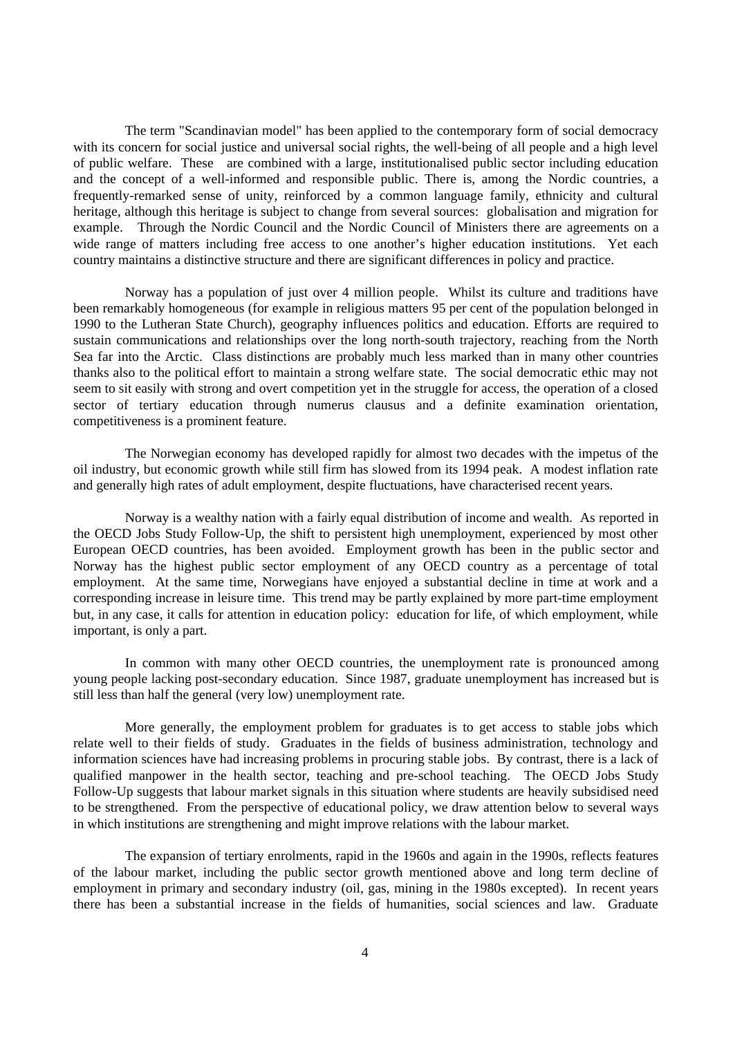The term "Scandinavian model" has been applied to the contemporary form of social democracy with its concern for social justice and universal social rights, the well-being of all people and a high level of public welfare. These are combined with a large, institutionalised public sector including education and the concept of a well-informed and responsible public. There is, among the Nordic countries, a frequently-remarked sense of unity, reinforced by a common language family, ethnicity and cultural heritage, although this heritage is subject to change from several sources: globalisation and migration for example. Through the Nordic Council and the Nordic Council of Ministers there are agreements on a wide range of matters including free access to one another's higher education institutions. Yet each country maintains a distinctive structure and there are significant differences in policy and practice.

Norway has a population of just over 4 million people. Whilst its culture and traditions have been remarkably homogeneous (for example in religious matters 95 per cent of the population belonged in 1990 to the Lutheran State Church), geography influences politics and education. Efforts are required to sustain communications and relationships over the long north-south trajectory, reaching from the North Sea far into the Arctic. Class distinctions are probably much less marked than in many other countries thanks also to the political effort to maintain a strong welfare state. The social democratic ethic may not seem to sit easily with strong and overt competition yet in the struggle for access, the operation of a closed sector of tertiary education through numerus clausus and a definite examination orientation, competitiveness is a prominent feature.

The Norwegian economy has developed rapidly for almost two decades with the impetus of the oil industry, but economic growth while still firm has slowed from its 1994 peak. A modest inflation rate and generally high rates of adult employment, despite fluctuations, have characterised recent years.

Norway is a wealthy nation with a fairly equal distribution of income and wealth. As reported in the OECD Jobs Study Follow-Up, the shift to persistent high unemployment, experienced by most other European OECD countries, has been avoided. Employment growth has been in the public sector and Norway has the highest public sector employment of any OECD country as a percentage of total employment. At the same time, Norwegians have enjoyed a substantial decline in time at work and a corresponding increase in leisure time. This trend may be partly explained by more part-time employment but, in any case, it calls for attention in education policy: education for life, of which employment, while important, is only a part.

In common with many other OECD countries, the unemployment rate is pronounced among young people lacking post-secondary education. Since 1987, graduate unemployment has increased but is still less than half the general (very low) unemployment rate.

More generally, the employment problem for graduates is to get access to stable jobs which relate well to their fields of study. Graduates in the fields of business administration, technology and information sciences have had increasing problems in procuring stable jobs. By contrast, there is a lack of qualified manpower in the health sector, teaching and pre-school teaching. The OECD Jobs Study Follow-Up suggests that labour market signals in this situation where students are heavily subsidised need to be strengthened. From the perspective of educational policy, we draw attention below to several ways in which institutions are strengthening and might improve relations with the labour market.

The expansion of tertiary enrolments, rapid in the 1960s and again in the 1990s, reflects features of the labour market, including the public sector growth mentioned above and long term decline of employment in primary and secondary industry (oil, gas, mining in the 1980s excepted). In recent years there has been a substantial increase in the fields of humanities, social sciences and law. Graduate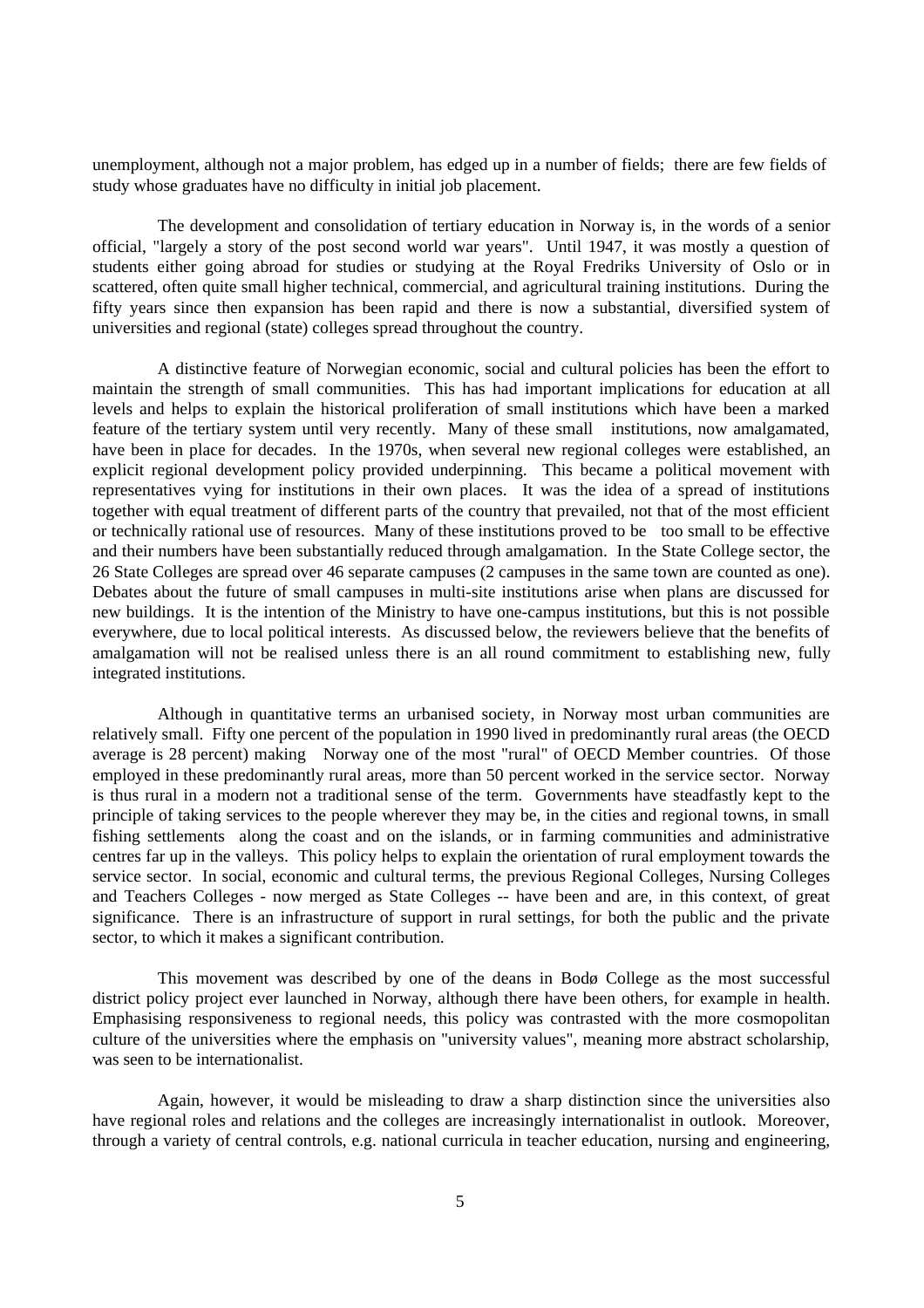unemployment, although not a major problem, has edged up in a number of fields; there are few fields of study whose graduates have no difficulty in initial job placement.

The development and consolidation of tertiary education in Norway is, in the words of a senior official, "largely a story of the post second world war years". Until 1947, it was mostly a question of students either going abroad for studies or studying at the Royal Fredriks University of Oslo or in scattered, often quite small higher technical, commercial, and agricultural training institutions. During the fifty years since then expansion has been rapid and there is now a substantial, diversified system of universities and regional (state) colleges spread throughout the country.

A distinctive feature of Norwegian economic, social and cultural policies has been the effort to maintain the strength of small communities. This has had important implications for education at all levels and helps to explain the historical proliferation of small institutions which have been a marked feature of the tertiary system until very recently. Many of these small institutions, now amalgamated, have been in place for decades. In the 1970s, when several new regional colleges were established, an explicit regional development policy provided underpinning. This became a political movement with representatives vying for institutions in their own places. It was the idea of a spread of institutions together with equal treatment of different parts of the country that prevailed, not that of the most efficient or technically rational use of resources. Many of these institutions proved to be too small to be effective and their numbers have been substantially reduced through amalgamation. In the State College sector, the 26 State Colleges are spread over 46 separate campuses (2 campuses in the same town are counted as one). Debates about the future of small campuses in multi-site institutions arise when plans are discussed for new buildings. It is the intention of the Ministry to have one-campus institutions, but this is not possible everywhere, due to local political interests. As discussed below, the reviewers believe that the benefits of amalgamation will not be realised unless there is an all round commitment to establishing new, fully integrated institutions.

Although in quantitative terms an urbanised society, in Norway most urban communities are relatively small. Fifty one percent of the population in 1990 lived in predominantly rural areas (the OECD average is 28 percent) making Norway one of the most "rural" of OECD Member countries. Of those employed in these predominantly rural areas, more than 50 percent worked in the service sector. Norway is thus rural in a modern not a traditional sense of the term. Governments have steadfastly kept to the principle of taking services to the people wherever they may be, in the cities and regional towns, in small fishing settlements along the coast and on the islands, or in farming communities and administrative centres far up in the valleys. This policy helps to explain the orientation of rural employment towards the service sector. In social, economic and cultural terms, the previous Regional Colleges, Nursing Colleges and Teachers Colleges - now merged as State Colleges -- have been and are, in this context, of great significance. There is an infrastructure of support in rural settings, for both the public and the private sector, to which it makes a significant contribution.

This movement was described by one of the deans in Bodø College as the most successful district policy project ever launched in Norway, although there have been others, for example in health. Emphasising responsiveness to regional needs, this policy was contrasted with the more cosmopolitan culture of the universities where the emphasis on "university values", meaning more abstract scholarship, was seen to be internationalist.

Again, however, it would be misleading to draw a sharp distinction since the universities also have regional roles and relations and the colleges are increasingly internationalist in outlook. Moreover, through a variety of central controls, e.g. national curricula in teacher education, nursing and engineering,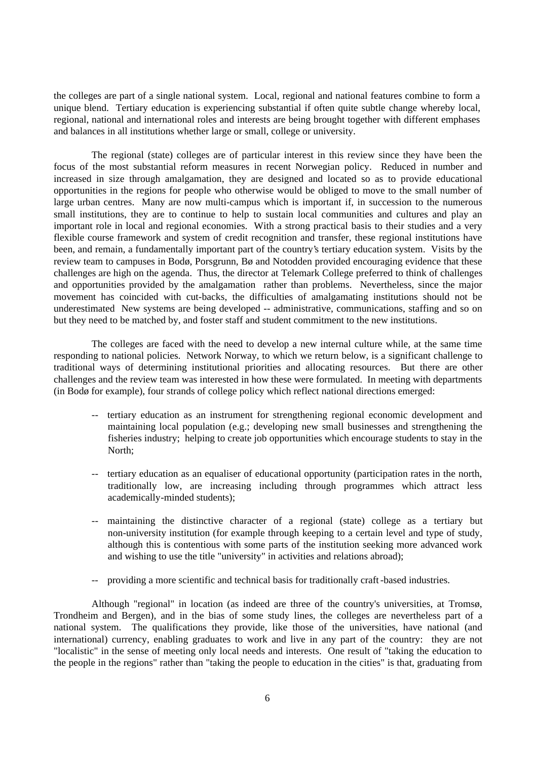the colleges are part of a single national system. Local, regional and national features combine to form a unique blend. Tertiary education is experiencing substantial if often quite subtle change whereby local, regional, national and international roles and interests are being brought together with different emphases and balances in all institutions whether large or small, college or university.

The regional (state) colleges are of particular interest in this review since they have been the focus of the most substantial reform measures in recent Norwegian policy. Reduced in number and increased in size through amalgamation, they are designed and located so as to provide educational opportunities in the regions for people who otherwise would be obliged to move to the small number of large urban centres. Many are now multi-campus which is important if, in succession to the numerous small institutions, they are to continue to help to sustain local communities and cultures and play an important role in local and regional economies. With a strong practical basis to their studies and a very flexible course framework and system of credit recognition and transfer, these regional institutions have been, and remain, a fundamentally important part of the country's tertiary education system. Visits by the review team to campuses in Bodø, Porsgrunn, Bø and Notodden provided encouraging evidence that these challenges are high on the agenda. Thus, the director at Telemark College preferred to think of challenges and opportunities provided by the amalgamation rather than problems. Nevertheless, since the major movement has coincided with cut-backs, the difficulties of amalgamating institutions should not be underestimated New systems are being developed -- administrative, communications, staffing and so on but they need to be matched by, and foster staff and student commitment to the new institutions.

The colleges are faced with the need to develop a new internal culture while, at the same time responding to national policies. Network Norway, to which we return below, is a significant challenge to traditional ways of determining institutional priorities and allocating resources. But there are other challenges and the review team was interested in how these were formulated. In meeting with departments (in Bodø for example), four strands of college policy which reflect national directions emerged:

- tertiary education as an instrument for strengthening regional economic development and maintaining local population (e.g.; developing new small businesses and strengthening the fisheries industry; helping to create job opportunities which encourage students to stay in the North;
- tertiary education as an equaliser of educational opportunity (participation rates in the north, traditionally low, are increasing including through programmes which attract less academically-minded students);
- maintaining the distinctive character of a regional (state) college as a tertiary but non-university institution (for example through keeping to a certain level and type of study, although this is contentious with some parts of the institution seeking more advanced work and wishing to use the title "university" in activities and relations abroad);
- providing a more scientific and technical basis for traditionally craft-based industries.

Although "regional" in location (as indeed are three of the country's universities, at Tromsø, Trondheim and Bergen), and in the bias of some study lines, the colleges are nevertheless part of a national system. The qualifications they provide, like those of the universities, have national (and international) currency, enabling graduates to work and live in any part of the country: they are not "localistic" in the sense of meeting only local needs and interests. One result of "taking the education to the people in the regions" rather than "taking the people to education in the cities" is that, graduating from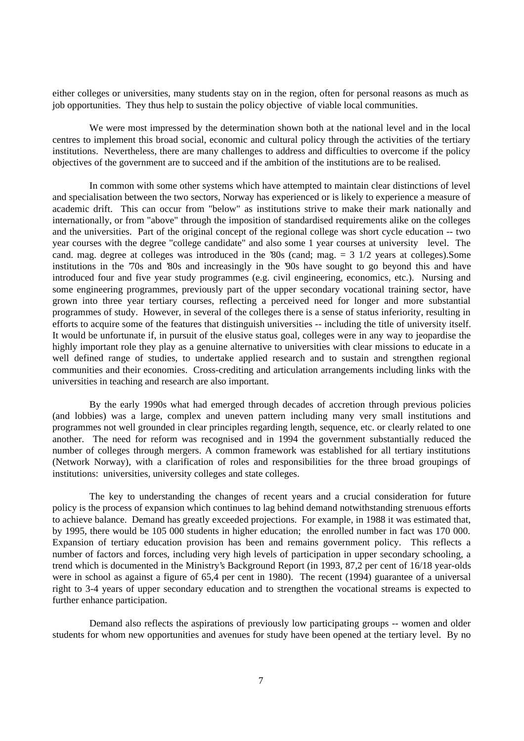either colleges or universities, many students stay on in the region, often for personal reasons as much as job opportunities. They thus help to sustain the policy objective of viable local communities.

We were most impressed by the determination shown both at the national level and in the local centres to implement this broad social, economic and cultural policy through the activities of the tertiary institutions. Nevertheless, there are many challenges to address and difficulties to overcome if the policy objectives of the government are to succeed and if the ambition of the institutions are to be realised.

In common with some other systems which have attempted to maintain clear distinctions of level and specialisation between the two sectors, Norway has experienced or is likely to experience a measure of academic drift. This can occur from "below" as institutions strive to make their mark nationally and internationally, or from "above" through the imposition of standardised requirements alike on the colleges and the universities. Part of the original concept of the regional college was short cycle education -- two year courses with the degree "college candidate" and also some 1 year courses at university level. The cand. mag. degree at colleges was introduced in the '80s (cand; mag. = 3 1/2 years at colleges).Some institutions in the '70s and '80s and increasingly in the '90s have sought to go beyond this and have introduced four and five year study programmes (e.g. civil engineering, economics, etc.). Nursing and some engineering programmes, previously part of the upper secondary vocational training sector, have grown into three year tertiary courses, reflecting a perceived need for longer and more substantial programmes of study. However, in several of the colleges there is a sense of status inferiority, resulting in efforts to acquire some of the features that distinguish universities -- including the title of university itself. It would be unfortunate if, in pursuit of the elusive status goal, colleges were in any way to jeopardise the highly important role they play as a genuine alternative to universities with clear missions to educate in a well defined range of studies, to undertake applied research and to sustain and strengthen regional communities and their economies. Cross-crediting and articulation arrangements including links with the universities in teaching and research are also important.

By the early 1990s what had emerged through decades of accretion through previous policies (and lobbies) was a large, complex and uneven pattern including many very small institutions and programmes not well grounded in clear principles regarding length, sequence, etc. or clearly related to one another. The need for reform was recognised and in 1994 the government substantially reduced the number of colleges through mergers. A common framework was established for all tertiary institutions (Network Norway), with a clarification of roles and responsibilities for the three broad groupings of institutions: universities, university colleges and state colleges.

The key to understanding the changes of recent years and a crucial consideration for future policy is the process of expansion which continues to lag behind demand notwithstanding strenuous efforts to achieve balance. Demand has greatly exceeded projections. For example, in 1988 it was estimated that, by 1995, there would be 105 000 students in higher education; the enrolled number in fact was 170 000. Expansion of tertiary education provision has been and remains government policy. This reflects a number of factors and forces, including very high levels of participation in upper secondary schooling, a trend which is documented in the Ministry's Background Report (in 1993, 87,2 per cent of 16/18 year-olds were in school as against a figure of 65,4 per cent in 1980). The recent (1994) guarantee of a universal right to 3-4 years of upper secondary education and to strengthen the vocational streams is expected to further enhance participation.

Demand also reflects the aspirations of previously low participating groups -- women and older students for whom new opportunities and avenues for study have been opened at the tertiary level. By no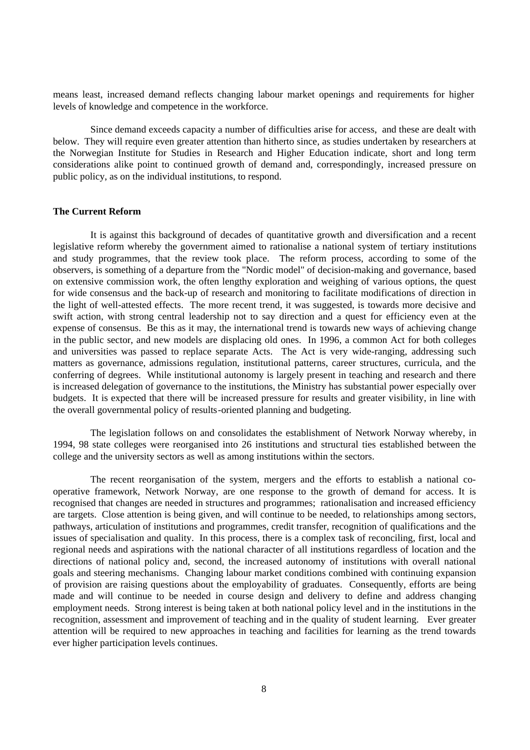means least, increased demand reflects changing labour market openings and requirements for higher levels of knowledge and competence in the workforce.

Since demand exceeds capacity a number of difficulties arise for access, and these are dealt with below. They will require even greater attention than hitherto since, as studies undertaken by researchers at the Norwegian Institute for Studies in Research and Higher Education indicate, short and long term considerations alike point to continued growth of demand and, correspondingly, increased pressure on public policy, as on the individual institutions, to respond.

**The Current Reform**

It is against this background of decades of quantitative growth and diversification and a recent legislative reform whereby the government aimed to rationalise a national system of tertiary institutions and study programmes, that the review took place. The reform process, according to some of the observers, is something of a departure from the "Nordic model" of decision-making and governance, based on extensive commission work, the often lengthy exploration and weighing of various options, the quest for wide consensus and the back-up of research and monitoring to facilitate modifications of direction in the light of well-attested effects. The more recent trend, it was suggested, is towards more decisive and swift action, with strong central leadership not to say direction and a quest for efficiency even at the expense of consensus. Be this as it may, the international trend is towards new ways of achieving change in the public sector, and new models are displacing old ones. In 1996, a common Act for both colleges and universities was passed to replace separate Acts. The Act is very wide-ranging, addressing such matters as governance, admissions regulation, institutional patterns, career structures, curricula, and the conferring of degrees. While institutional autonomy is largely present in teaching and research and there is increased delegation of governance to the institutions, the Ministry has substantial power especially over budgets. It is expected that there will be increased pressure for results and greater visibility, in line with the overall governmental policy of results-oriented planning and budgeting.

The legislation follows on and consolidates the establishment of Network Norway whereby, in 1994, 98 state colleges were reorganised into 26 institutions and structural ties established between the college and the university sectors as well as among institutions within the sectors.

The recent reorganisation of the system, mergers and the efforts to establish a national co-operative framework, Network Norway, are one response to the growth of demand for access. It is recognised that changes are needed in structures and programmes; rationalisation and increased efficiency are targets. Close attention is being given, and will continue to be needed, to relationships among sectors, pathways, articulation of institutions and programmes, credit transfer, recognition of qualifications and the issues of specialisation and quality. In this process, there is a complex task of reconciling, first, local and regional needs and aspirations with the national character of all institutions regardless of location and the directions of national policy and, second, the increased autonomy of institutions with overall national goals and steering mechanisms. Changing labour market conditions combined with continuing expansion of provision are raising questions about the employability of graduates. Consequently, efforts are being made and will continue to be needed in course design and delivery to define and address changing employment needs. Strong interest is being taken at both national policy level and in the institutions in the recognition, assessment and improvement of teaching and in the quality of student learning. Ever greater attention will be required to new approaches in teaching and facilities for learning as the trend towards ever higher participation levels continues.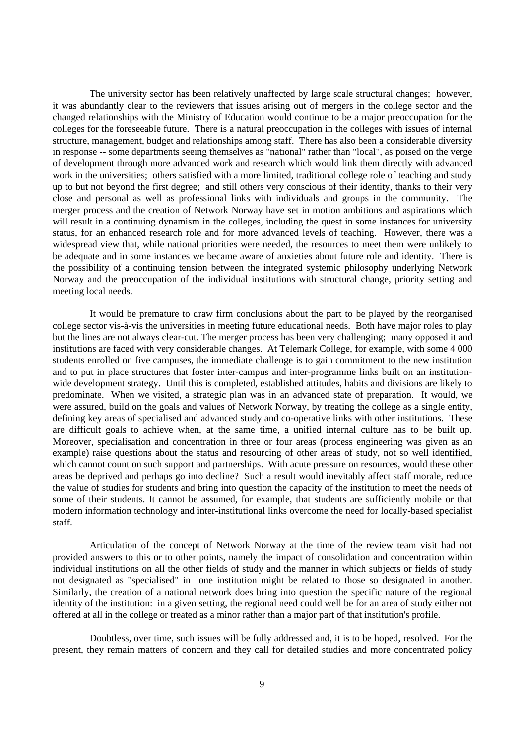The university sector has been relatively unaffected by large scale structural changes; however, it was abundantly clear to the reviewers that issues arising out of mergers in the college sector and the changed relationships with the Ministry of Education would continue to be a major preoccupation for the colleges for the foreseeable future. There is a natural preoccupation in the colleges with issues of internal structure, management, budget and relationships among staff. There has also been a considerable diversity in response -- some departments seeing themselves as "national" rather than "local", as poised on the verge of development through more advanced work and research which would link them directly with advanced work in the universities; others satisfied with a more limited, traditional college role of teaching and study up to but not beyond the first degree; and still others very conscious of their identity, thanks to their very close and personal as well as professional links with individuals and groups in the community. The merger process and the creation of Network Norway have set in motion ambitions and aspirations which will result in a continuing dynamism in the colleges, including the quest in some instances for university status, for an enhanced research role and for more advanced levels of teaching. However, there was a widespread view that, while national priorities were needed, the resources to meet them were unlikely to be adequate and in some instances we became aware of anxieties about future role and identity. There is the possibility of a continuing tension between the integrated systemic philosophy underlying Network Norway and the preoccupation of the individual institutions with structural change, priority setting and meeting local needs.

It would be premature to draw firm conclusions about the part to be played by the reorganised college sector vis-à-vis the universities in meeting future educational needs. Both have major roles to play but the lines are not always clear-cut. The merger process has been very challenging; many opposed it and institutions are faced with very considerable changes. At Telemark College, for example, with some 4 000 students enrolled on five campuses, the immediate challenge is to gain commitment to the new institution and to put in place structures that foster inter-campus and inter-programme links built on an institution-wide development strategy. Until this is completed, established attitudes, habits and divisions are likely to predominate. When we visited, a strategic plan was in an advanced state of preparation. It would, we were assured, build on the goals and values of Network Norway, by treating the college as a single entity, defining key areas of specialised and advanced study and co-operative links with other institutions. These are difficult goals to achieve when, at the same time, a unified internal culture has to be built up. Moreover, specialisation and concentration in three or four areas (process engineering was given as an example) raise questions about the status and resourcing of other areas of study, not so well identified, which cannot count on such support and partnerships. With acute pressure on resources, would these other areas be deprived and perhaps go into decline? Such a result would inevitably affect staff morale, reduce the value of studies for students and bring into question the capacity of the institution to meet the needs of some of their students. It cannot be assumed, for example, that students are sufficiently mobile or that modern information technology and inter-institutional links overcome the need for locally-based specialist staff.

Articulation of the concept of Network Norway at the time of the review team visit had not provided answers to this or to other points, namely the impact of consolidation and concentration within individual institutions on all the other fields of study and the manner in which subjects or fields of study not designated as "specialised" in one institution might be related to those so designated in another. Similarly, the creation of a national network does bring into question the specific nature of the regional identity of the institution: in a given setting, the regional need could well be for an area of study either not offered at all in the college or treated as a minor rather than a major part of that institution's profile.

Doubtless, over time, such issues will be fully addressed and, it is to be hoped, resolved. For the present, they remain matters of concern and they call for detailed studies and more concentrated policy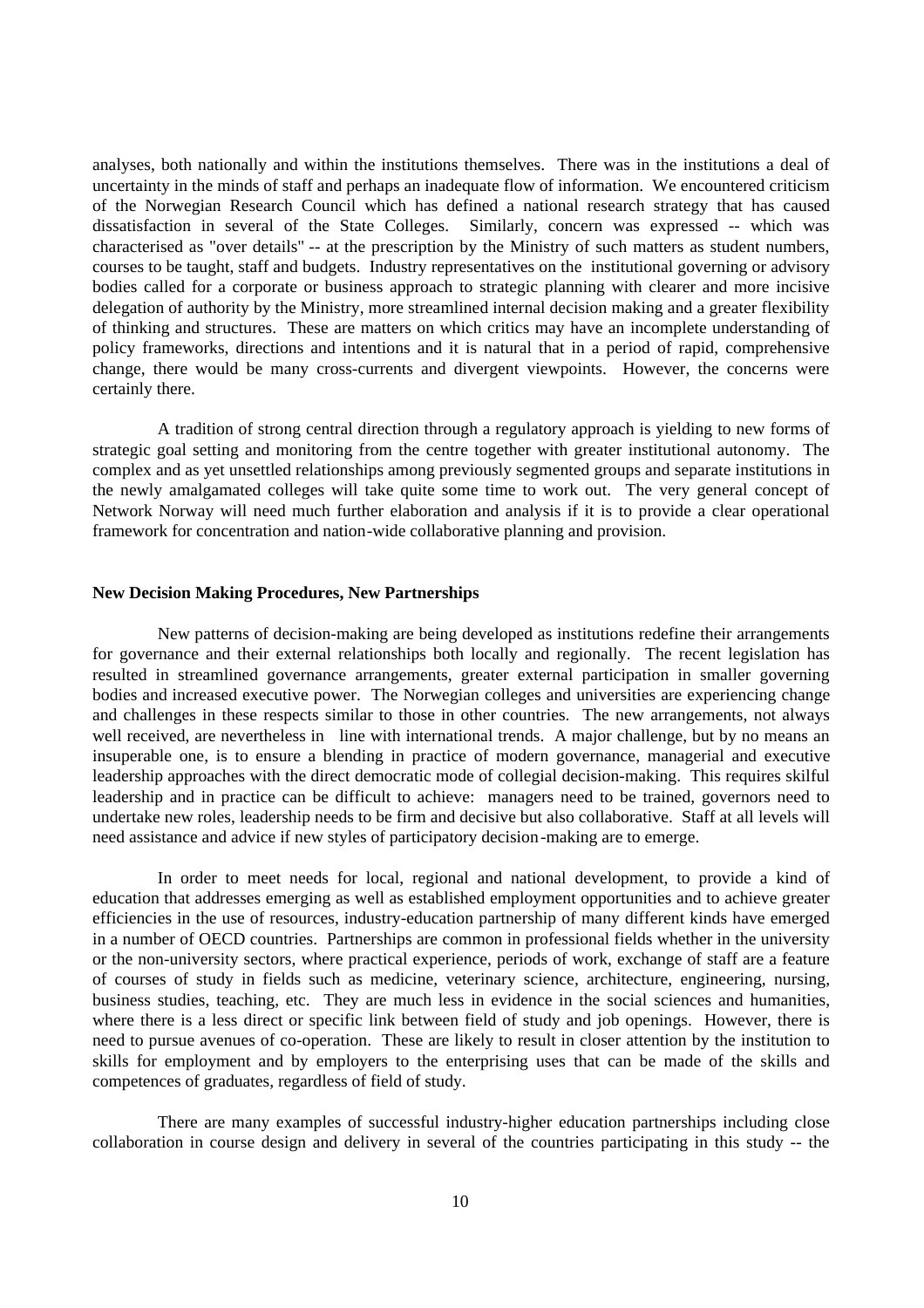analyses, both nationally and within the institutions themselves. There was in the institutions a deal of uncertainty in the minds of staff and perhaps an inadequate flow of information. We encountered criticism of the Norwegian Research Council which has defined a national research strategy that has caused dissatisfaction in several of the State Colleges. Similarly, concern was expressed -- which was characterised as "over details" -- at the prescription by the Ministry of such matters as student numbers, courses to be taught, staff and budgets. Industry representatives on the institutional governing or advisory bodies called for a corporate or business approach to strategic planning with clearer and more incisive delegation of authority by the Ministry, more streamlined internal decision making and a greater flexibility of thinking and structures. These are matters on which critics may have an incomplete understanding of policy frameworks, directions and intentions and it is natural that in a period of rapid, comprehensive change, there would be many cross-currents and divergent viewpoints. However, the concerns were certainly there.

A tradition of strong central direction through a regulatory approach is yielding to new forms of strategic goal setting and monitoring from the centre together with greater institutional autonomy. The complex and as yet unsettled relationships among previously segmented groups and separate institutions in the newly amalgamated colleges will take quite some time to work out. The very general concept of Network Norway will need much further elaboration and analysis if it is to provide a clear operational framework for concentration and nation-wide collaborative planning and provision.

### New Decision Making Procedures, New Partnerships

New patterns of decision-making are being developed as institutions redefine their arrangements for governance and their external relationships both locally and regionally. The recent legislation has resulted in streamlined governance arrangements, greater external participation in smaller governing bodies and increased executive power. The Norwegian colleges and universities are experiencing change and challenges in these respects similar to those in other countries. The new arrangements, not always well received, are nevertheless in line with international trends. A major challenge, but by no means an insuperable one, is to ensure a blending in practice of modern governance, managerial and executive leadership approaches with the direct democratic mode of collegial decision-making. This requires skilful leadership and in practice can be difficult to achieve: managers need to be trained, governors need to undertake new roles, leadership needs to be firm and decisive but also collaborative. Staff at all levels will need assistance and advice if new styles of participatory decision-making are to emerge.

In order to meet needs for local, regional and national development, to provide a kind of education that addresses emerging as well as established employment opportunities and to achieve greater efficiencies in the use of resources, industry-education partnership of many different kinds have emerged in a number of OECD countries. Partnerships are common in professional fields whether in the university or the non-university sectors, where practical experience, periods of work, exchange of staff are a feature of courses of study in fields such as medicine, veterinary science, architecture, engineering, nursing, business studies, teaching, etc. They are much less in evidence in the social sciences and humanities, where there is a less direct or specific link between field of study and job openings. However, there is need to pursue avenues of co-operation. These are likely to result in closer attention by the institution to skills for employment and by employers to the enterprising uses that can be made of the skills and competences of graduates, regardless of field of study.

There are many examples of successful industry-higher education partnerships including close collaboration in course design and delivery in several of the countries participating in this study -- the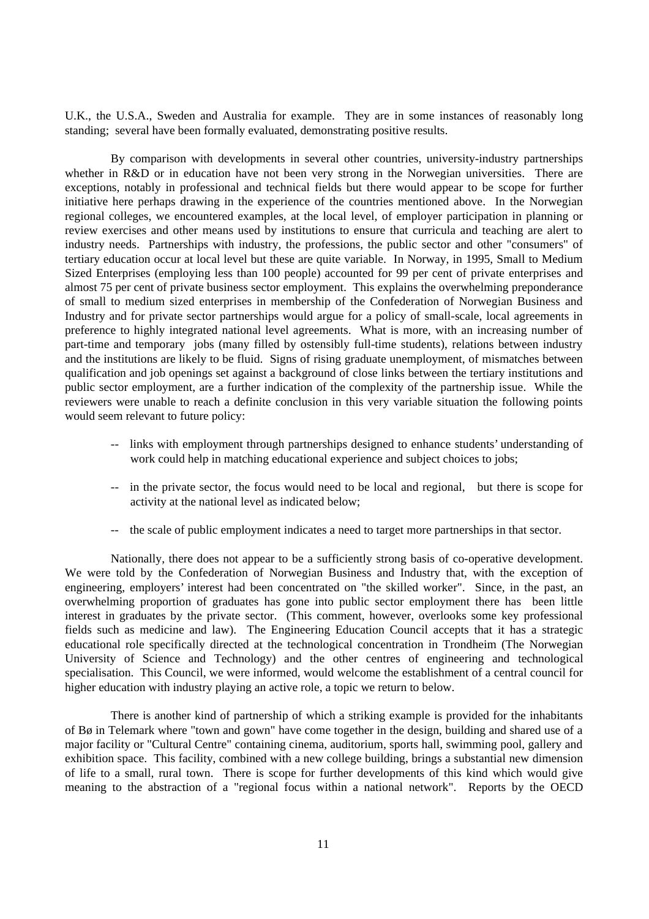U.K., the U.S.A., Sweden and Australia for example. They are in some instances of reasonably long standing; several have been formally evaluated, demonstrating positive results.

By comparison with developments in several other countries, university-industry partnerships whether in R&D or in education have not been very strong in the Norwegian universities. There are exceptions, notably in professional and technical fields but there would appear to be scope for further initiative here perhaps drawing in the experience of the countries mentioned above. In the Norwegian regional colleges, we encountered examples, at the local level, of employer participation in planning or review exercises and other means used by institutions to ensure that curricula and teaching are alert to industry needs. Partnerships with industry, the professions, the public sector and other "consumers" of tertiary education occur at local level but these are quite variable. In Norway, in 1995, Small to Medium Sized Enterprises (employing less than 100 people) accounted for 99 per cent of private enterprises and almost 75 per cent of private business sector employment. This explains the overwhelming preponderance of small to medium sized enterprises in membership of the Confederation of Norwegian Business and Industry and for private sector partnerships would argue for a policy of small-scale, local agreements in preference to highly integrated national level agreements. What is more, with an increasing number of part-time and temporary jobs (many filled by ostensibly full-time students), relations between industry and the institutions are likely to be fluid. Signs of rising graduate unemployment, of mismatches between qualification and job openings set against a background of close links between the tertiary institutions and public sector employment, are a further indication of the complexity of the partnership issue. While the reviewers were unable to reach a definite conclusion in this very variable situation the following points would seem relevant to future policy:

- links with employment through partnerships designed to enhance students' understanding of work could help in matching educational experience and subject choices to jobs;
- in the private sector, the focus would need to be local and regional, but there is scope for activity at the national level as indicated below;
- the scale of public employment indicates a need to target more partnerships in that sector.

Nationally, there does not appear to be a sufficiently strong basis of co-operative development. We were told by the Confederation of Norwegian Business and Industry that, with the exception of engineering, employers' interest had been concentrated on "the skilled worker". Since, in the past, an overwhelming proportion of graduates has gone into public sector employment there has been little interest in graduates by the private sector. (This comment, however, overlooks some key professional fields such as medicine and law). The Engineering Education Council accepts that it has a strategic educational role specifically directed at the technological concentration in Trondheim (The Norwegian University of Science and Technology) and the other centres of engineering and technological specialisation. This Council, we were informed, would welcome the establishment of a central council for higher education with industry playing an active role, a topic we return to below.

There is another kind of partnership of which a striking example is provided for the inhabitants of Bø in Telemark where "town and gown" have come together in the design, building and shared use of a major facility or "Cultural Centre" containing cinema, auditorium, sports hall, swimming pool, gallery and exhibition space. This facility, combined with a new college building, brings a substantial new dimension of life to a small, rural town. There is scope for further developments of this kind which would give meaning to the abstraction of a "regional focus within a national network". Reports by the OECD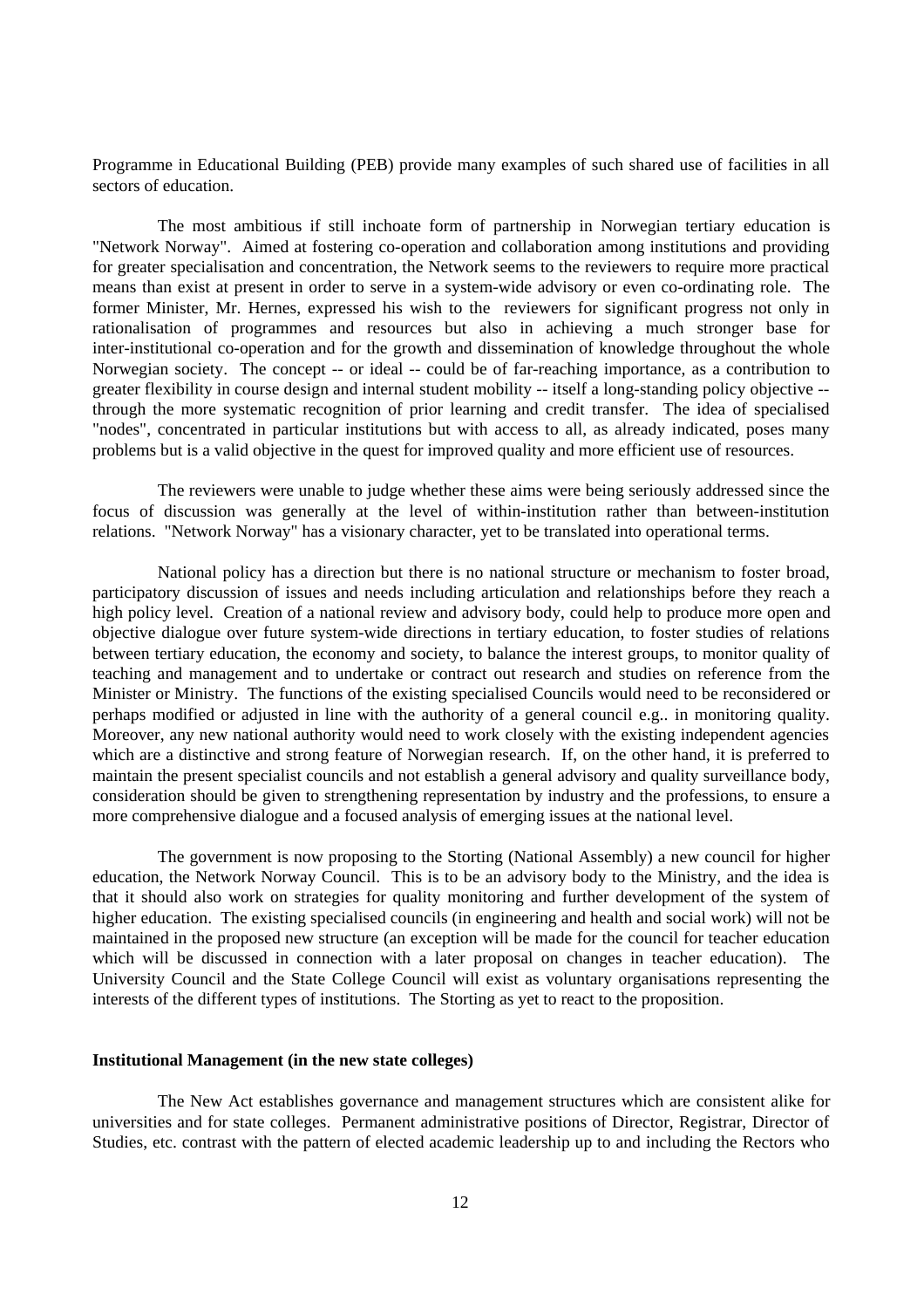Programme in Educational Building (PEB) provide many examples of such shared use of facilities in all sectors of education.

The most ambitious if still inchoate form of partnership in Norwegian tertiary education is "Network Norway". Aimed at fostering co-operation and collaboration among institutions and providing for greater specialisation and concentration, the Network seems to the reviewers to require more practical means than exist at present in order to serve in a system-wide advisory or even co-ordinating role. The former Minister, Mr. Hernes, expressed his wish to the reviewers for significant progress not only in rationalisation of programmes and resources but also in achieving a much stronger base for inter-institutional co-operation and for the growth and dissemination of knowledge throughout the whole Norwegian society. The concept -- or ideal -- could be of far-reaching importance, as a contribution to greater flexibility in course design and internal student mobility -- itself a long-standing policy objective -- through the more systematic recognition of prior learning and credit transfer. The idea of specialised "nodes", concentrated in particular institutions but with access to all, as already indicated, poses many problems but is a valid objective in the quest for improved quality and more efficient use of resources.

The reviewers were unable to judge whether these aims were being seriously addressed since the focus of discussion was generally at the level of within-institution rather than between-institution relations. "Network Norway" has a visionary character, yet to be translated into operational terms.

National policy has a direction but there is no national structure or mechanism to foster broad, participatory discussion of issues and needs including articulation and relationships before they reach a high policy level. Creation of a national review and advisory body, could help to produce more open and objective dialogue over future system-wide directions in tertiary education, to foster studies of relations between tertiary education, the economy and society, to balance the interest groups, to monitor quality of teaching and management and to undertake or contract out research and studies on reference from the Minister or Ministry. The functions of the existing specialised Councils would need to be reconsidered or perhaps modified or adjusted in line with the authority of a general council e.g.. in monitoring quality. Moreover, any new national authority would need to work closely with the existing independent agencies which are a distinctive and strong feature of Norwegian research. If, on the other hand, it is preferred to maintain the present specialist councils and not establish a general advisory and quality surveillance body, consideration should be given to strengthening representation by industry and the professions, to ensure a more comprehensive dialogue and a focused analysis of emerging issues at the national level.

The government is now proposing to the Storting (National Assembly) a new council for higher education, the Network Norway Council. This is to be an advisory body to the Ministry, and the idea is that it should also work on strategies for quality monitoring and further development of the system of higher education. The existing specialised councils (in engineering and health and social work) will not be maintained in the proposed new structure (an exception will be made for the council for teacher education which will be discussed in connection with a later proposal on changes in teacher education). The University Council and the State College Council will exist as voluntary organisations representing the interests of the different types of institutions. The Storting as yet to react to the proposition.

**Institutional Management (in the new state colleges)**

The New Act establishes governance and management structures which are consistent alike for universities and for state colleges. Permanent administrative positions of Director, Registrar, Director of Studies, etc. contrast with the pattern of elected academic leadership up to and including the Rectors who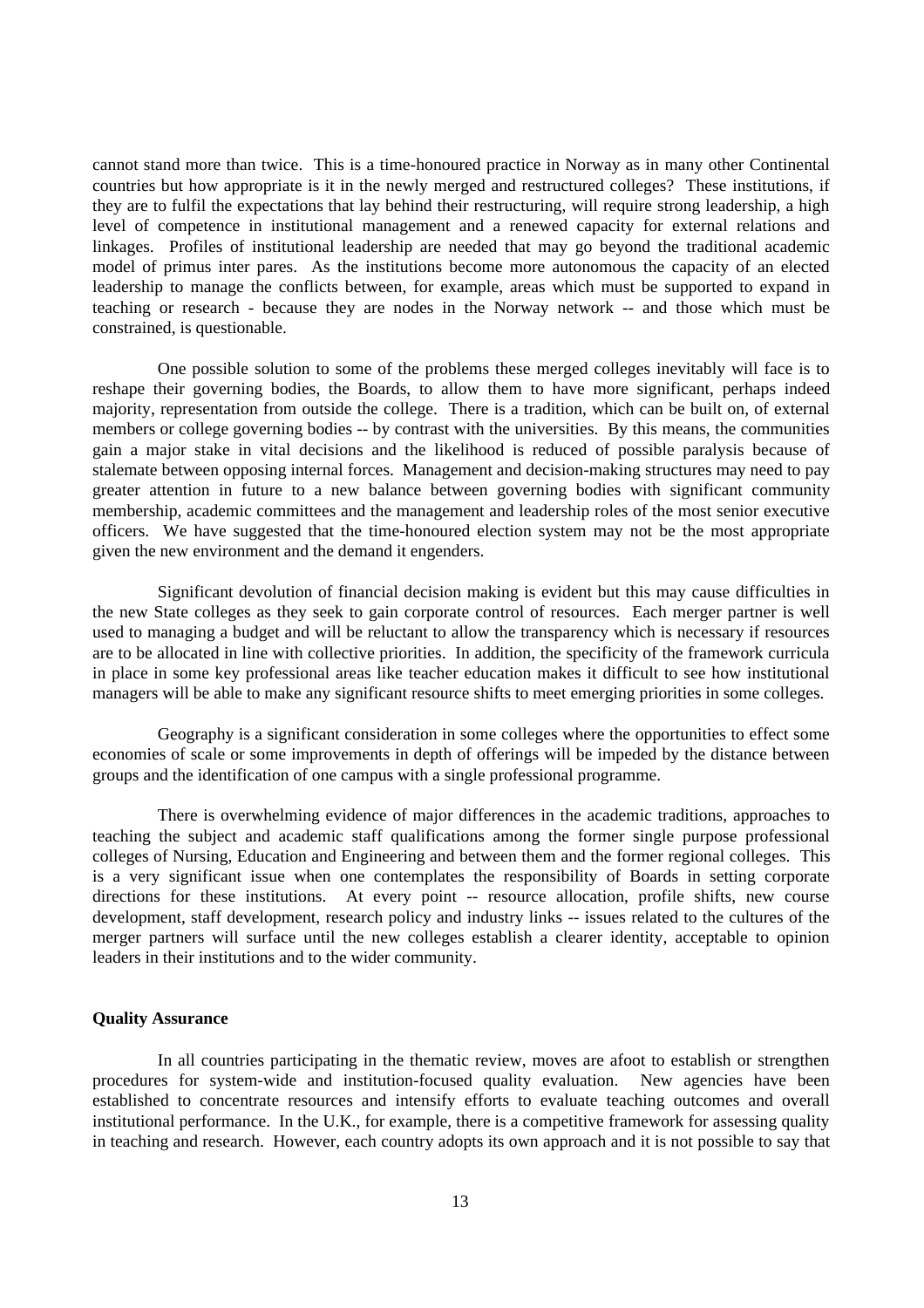cannot stand more than twice. This is a time-honoured practice in Norway as in many other Continental countries but how appropriate is it in the newly merged and restructured colleges? These institutions, if they are to fulfil the expectations that lay behind their restructuring, will require strong leadership, a high level of competence in institutional management and a renewed capacity for external relations and linkages. Profiles of institutional leadership are needed that may go beyond the traditional academic model of primus inter pares. As the institutions become more autonomous the capacity of an elected leadership to manage the conflicts between, for example, areas which must be supported to expand in teaching or research - because they are nodes in the Norway network -- and those which must be constrained, is questionable.

One possible solution to some of the problems these merged colleges inevitably will face is to reshape their governing bodies, the Boards, to allow them to have more significant, perhaps indeed majority, representation from outside the college. There is a tradition, which can be built on, of external members or college governing bodies -- by contrast with the universities. By this means, the communities gain a major stake in vital decisions and the likelihood is reduced of possible paralysis because of stalemate between opposing internal forces. Management and decision-making structures may need to pay greater attention in future to a new balance between governing bodies with significant community membership, academic committees and the management and leadership roles of the most senior executive officers. We have suggested that the time-honoured election system may not be the most appropriate given the new environment and the demand it engenders.

Significant devolution of financial decision making is evident but this may cause difficulties in the new State colleges as they seek to gain corporate control of resources. Each merger partner is well used to managing a budget and will be reluctant to allow the transparency which is necessary if resources are to be allocated in line with collective priorities. In addition, the specificity of the framework curricula in place in some key professional areas like teacher education makes it difficult to see how institutional managers will be able to make any significant resource shifts to meet emerging priorities in some colleges.

Geography is a significant consideration in some colleges where the opportunities to effect some economies of scale or some improvements in depth of offerings will be impeded by the distance between groups and the identification of one campus with a single professional programme.

There is overwhelming evidence of major differences in the academic traditions, approaches to teaching the subject and academic staff qualifications among the former single purpose professional colleges of Nursing, Education and Engineering and between them and the former regional colleges. This is a very significant issue when one contemplates the responsibility of Boards in setting corporate directions for these institutions. At every point -- resource allocation, profile shifts, new course development, staff development, research policy and industry links -- issues related to the cultures of the merger partners will surface until the new colleges establish a clearer identity, acceptable to opinion leaders in their institutions and to the wider community.

**Quality Assurance**

In all countries participating in the thematic review, moves are afoot to establish or strengthen procedures for system-wide and institution-focused quality evaluation. New agencies have been established to concentrate resources and intensify efforts to evaluate teaching outcomes and overall institutional performance. In the U.K., for example, there is a competitive framework for assessing quality in teaching and research. However, each country adopts its own approach and it is not possible to say that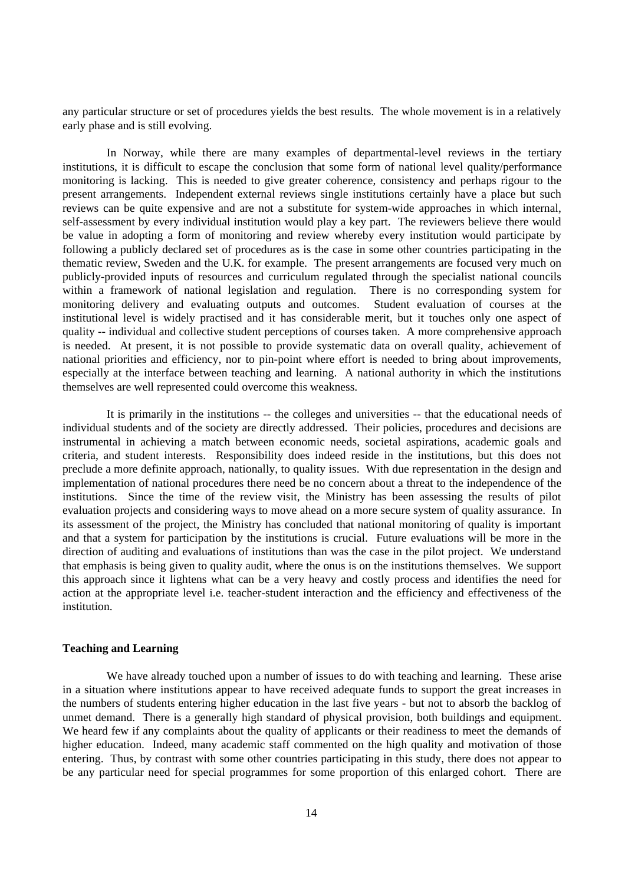any particular structure or set of procedures yields the best results. The whole movement is in a relatively early phase and is still evolving.

In Norway, while there are many examples of departmental-level reviews in the tertiary institutions, it is difficult to escape the conclusion that some form of national level quality/performance monitoring is lacking. This is needed to give greater coherence, consistency and perhaps rigour to the present arrangements. Independent external reviews single institutions certainly have a place but such reviews can be quite expensive and are not a substitute for system-wide approaches in which internal, self-assessment by every individual institution would play a key part. The reviewers believe there would be value in adopting a form of monitoring and review whereby every institution would participate by following a publicly declared set of procedures as is the case in some other countries participating in the thematic review, Sweden and the U.K. for example. The present arrangements are focused very much on publicly-provided inputs of resources and curriculum regulated through the specialist national councils within a framework of national legislation and regulation. There is no corresponding system for monitoring delivery and evaluating outputs and outcomes. Student evaluation of courses at the institutional level is widely practised and it has considerable merit, but it touches only one aspect of quality -- individual and collective student perceptions of courses taken. A more comprehensive approach is needed. At present, it is not possible to provide systematic data on overall quality, achievement of national priorities and efficiency, nor to pin-point where effort is needed to bring about improvements, especially at the interface between teaching and learning. A national authority in which the institutions themselves are well represented could overcome this weakness.

It is primarily in the institutions -- the colleges and universities -- that the educational needs of individual students and of the society are directly addressed. Their policies, procedures and decisions are instrumental in achieving a match between economic needs, societal aspirations, academic goals and criteria, and student interests. Responsibility does indeed reside in the institutions, but this does not preclude a more definite approach, nationally, to quality issues. With due representation in the design and implementation of national procedures there need be no concern about a threat to the independence of the institutions. Since the time of the review visit, the Ministry has been assessing the results of pilot evaluation projects and considering ways to move ahead on a more secure system of quality assurance. In its assessment of the project, the Ministry has concluded that national monitoring of quality is important and that a system for participation by the institutions is crucial. Future evaluations will be more in the direction of auditing and evaluations of institutions than was the case in the pilot project. We understand that emphasis is being given to quality audit, where the onus is on the institutions themselves. We support this approach since it lightens what can be a very heavy and costly process and identifies the need for action at the appropriate level i.e. teacher-student interaction and the efficiency and effectiveness of the institution.

**Teaching and Learning**

We have already touched upon a number of issues to do with teaching and learning. These arise in a situation where institutions appear to have received adequate funds to support the great increases in the numbers of students entering higher education in the last five years - but not to absorb the backlog of unmet demand. There is a generally high standard of physical provision, both buildings and equipment. We heard few if any complaints about the quality of applicants or their readiness to meet the demands of higher education. Indeed, many academic staff commented on the high quality and motivation of those entering. Thus, by contrast with some other countries participating in this study, there does not appear to be any particular need for special programmes for some proportion of this enlarged cohort. There are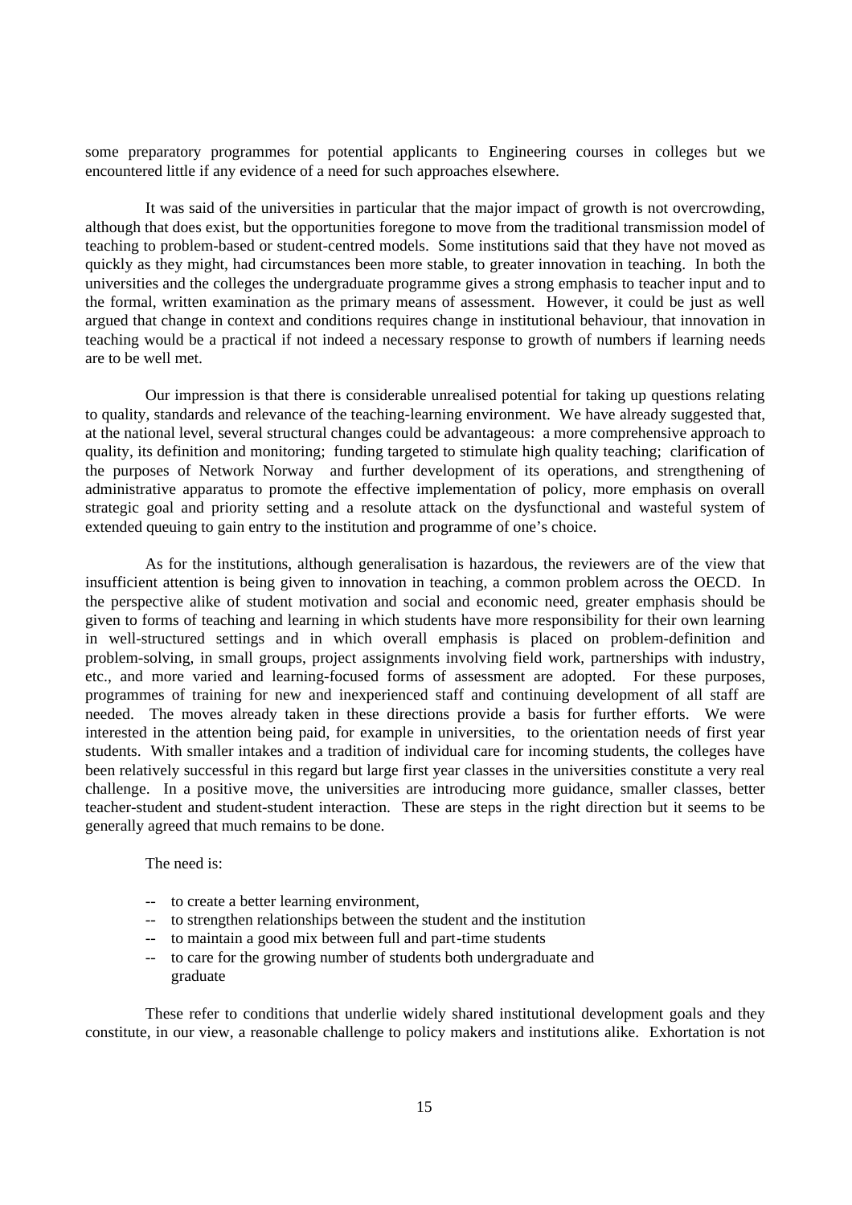some preparatory programmes for potential applicants to Engineering courses in colleges but we encountered little if any evidence of a need for such approaches elsewhere.

It was said of the universities in particular that the major impact of growth is not overcrowding, although that does exist, but the opportunities foregone to move from the traditional transmission model of teaching to problem-based or student-centred models. Some institutions said that they have not moved as quickly as they might, had circumstances been more stable, to greater innovation in teaching. In both the universities and the colleges the undergraduate programme gives a strong emphasis to teacher input and to the formal, written examination as the primary means of assessment. However, it could be just as well argued that change in context and conditions requires change in institutional behaviour, that innovation in teaching would be a practical if not indeed a necessary response to growth of numbers if learning needs are to be well met.

Our impression is that there is considerable unrealised potential for taking up questions relating to quality, standards and relevance of the teaching-learning environment. We have already suggested that, at the national level, several structural changes could be advantageous: a more comprehensive approach to quality, its definition and monitoring; funding targeted to stimulate high quality teaching; clarification of the purposes of Network Norway and further development of its operations, and strengthening of administrative apparatus to promote the effective implementation of policy, more emphasis on overall strategic goal and priority setting and a resolute attack on the dysfunctional and wasteful system of extended queuing to gain entry to the institution and programme of one's choice.

As for the institutions, although generalisation is hazardous, the reviewers are of the view that insufficient attention is being given to innovation in teaching, a common problem across the OECD. In the perspective alike of student motivation and social and economic need, greater emphasis should be given to forms of teaching and learning in which students have more responsibility for their own learning in well-structured settings and in which overall emphasis is placed on problem-definition and problem-solving, in small groups, project assignments involving field work, partnerships with industry, etc., and more varied and learning-focused forms of assessment are adopted. For these purposes, programmes of training for new and inexperienced staff and continuing development of all staff are needed. The moves already taken in these directions provide a basis for further efforts. We were interested in the attention being paid, for example in universities, to the orientation needs of first year students. With smaller intakes and a tradition of individual care for incoming students, the colleges have been relatively successful in this regard but large first year classes in the universities constitute a very real challenge. In a positive move, the universities are introducing more guidance, smaller classes, better teacher-student and student-student interaction. These are steps in the right direction but it seems to be generally agreed that much remains to be done.

The need is:

- to create a better learning environment,
- to strengthen relationships between the student and the institution
- to maintain a good mix between full and part-time students
- to care for the growing number of students both undergraduate and graduate

These refer to conditions that underlie widely shared institutional development goals and they constitute, in our view, a reasonable challenge to policy makers and institutions alike. Exhortation is not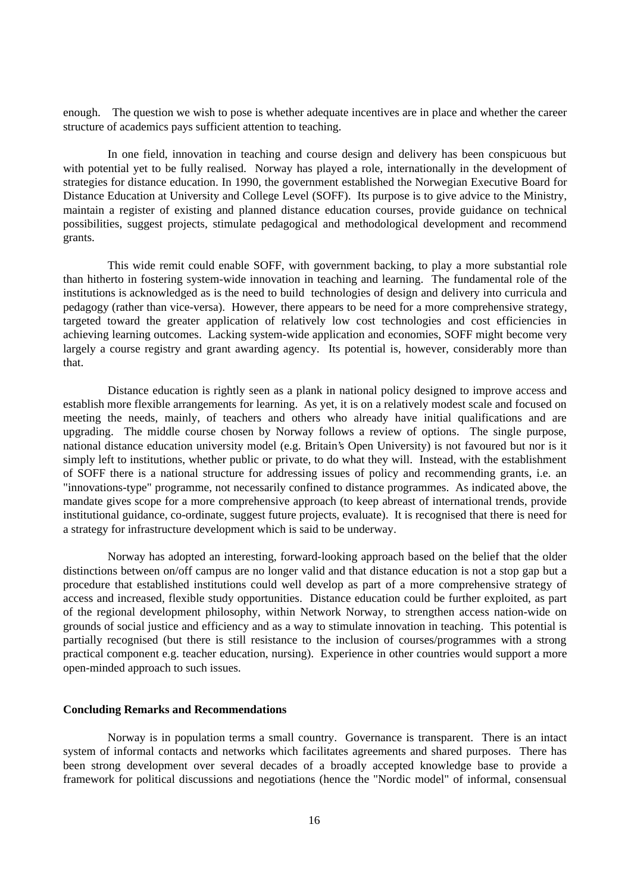enough. The question we wish to pose is whether adequate incentives are in place and whether the career structure of academics pays sufficient attention to teaching.

In one field, innovation in teaching and course design and delivery has been conspicuous but with potential yet to be fully realised. Norway has played a role, internationally in the development of strategies for distance education. In 1990, the government established the Norwegian Executive Board for Distance Education at University and College Level (SOFF). Its purpose is to give advice to the Ministry, maintain a register of existing and planned distance education courses, provide guidance on technical possibilities, suggest projects, stimulate pedagogical and methodological development and recommend grants.

This wide remit could enable SOFF, with government backing, to play a more substantial role than hitherto in fostering system-wide innovation in teaching and learning. The fundamental role of the institutions is acknowledged as is the need to build technologies of design and delivery into curricula and pedagogy (rather than vice-versa). However, there appears to be need for a more comprehensive strategy, targeted toward the greater application of relatively low cost technologies and cost efficiencies in achieving learning outcomes. Lacking system-wide application and economies, SOFF might become very largely a course registry and grant awarding agency. Its potential is, however, considerably more than that.

Distance education is rightly seen as a plank in national policy designed to improve access and establish more flexible arrangements for learning. As yet, it is on a relatively modest scale and focused on meeting the needs, mainly, of teachers and others who already have initial qualifications and are upgrading. The middle course chosen by Norway follows a review of options. The single purpose, national distance education university model (e.g. Britain's Open University) is not favoured but nor is it simply left to institutions, whether public or private, to do what they will. Instead, with the establishment of SOFF there is a national structure for addressing issues of policy and recommending grants, i.e. an "innovations-type" programme, not necessarily confined to distance programmes. As indicated above, the mandate gives scope for a more comprehensive approach (to keep abreast of international trends, provide institutional guidance, co-ordinate, suggest future projects, evaluate). It is recognised that there is need for a strategy for infrastructure development which is said to be underway.

Norway has adopted an interesting, forward-looking approach based on the belief that the older distinctions between on/off campus are no longer valid and that distance education is not a stop gap but a procedure that established institutions could well develop as part of a more comprehensive strategy of access and increased, flexible study opportunities. Distance education could be further exploited, as part of the regional development philosophy, within Network Norway, to strengthen access nation-wide on grounds of social justice and efficiency and as a way to stimulate innovation in teaching. This potential is partially recognised (but there is still resistance to the inclusion of courses/programmes with a strong practical component e.g. teacher education, nursing). Experience in other countries would support a more open-minded approach to such issues.

**Concluding Remarks and Recommendations**

Norway is in population terms a small country. Governance is transparent. There is an intact system of informal contacts and networks which facilitates agreements and shared purposes. There has been strong development over several decades of a broadly accepted knowledge base to provide a framework for political discussions and negotiations (hence the "Nordic model" of informal, consensual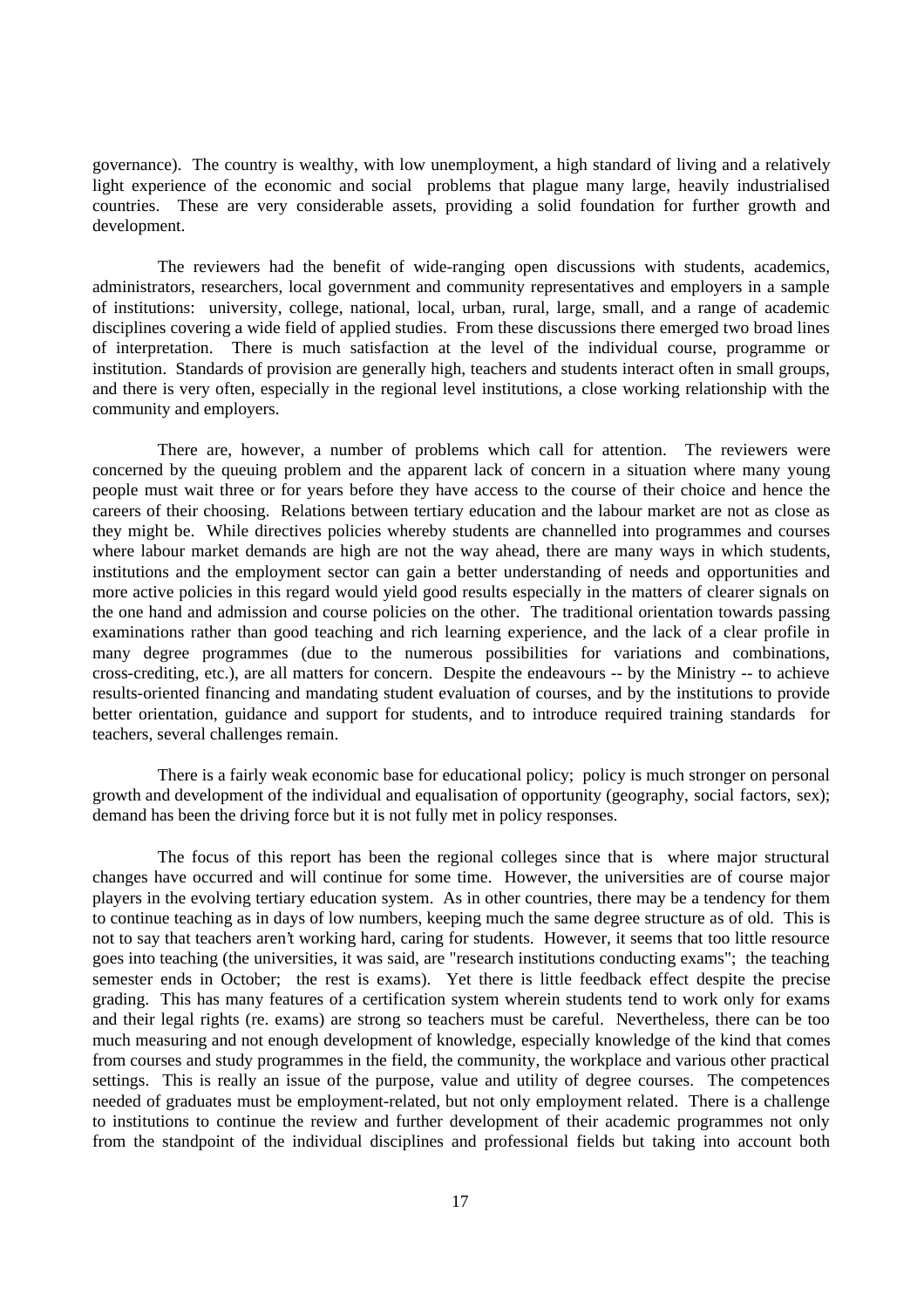governance). The country is wealthy, with low unemployment, a high standard of living and a relatively light experience of the economic and social problems that plague many large, heavily industrialised countries. These are very considerable assets, providing a solid foundation for further growth and development.

The reviewers had the benefit of wide-ranging open discussions with students, academics, administrators, researchers, local government and community representatives and employers in a sample of institutions: university, college, national, local, urban, rural, large, small, and a range of academic disciplines covering a wide field of applied studies. From these discussions there emerged two broad lines of interpretation. There is much satisfaction at the level of the individual course, programme or institution. Standards of provision are generally high, teachers and students interact often in small groups, and there is very often, especially in the regional level institutions, a close working relationship with the community and employers.

There are, however, a number of problems which call for attention. The reviewers were concerned by the queuing problem and the apparent lack of concern in a situation where many young people must wait three or for years before they have access to the course of their choice and hence the careers of their choosing. Relations between tertiary education and the labour market are not as close as they might be. While directives policies whereby students are channelled into programmes and courses where labour market demands are high are not the way ahead, there are many ways in which students, institutions and the employment sector can gain a better understanding of needs and opportunities and more active policies in this regard would yield good results especially in the matters of clearer signals on the one hand and admission and course policies on the other. The traditional orientation towards passing examinations rather than good teaching and rich learning experience, and the lack of a clear profile in many degree programmes (due to the numerous possibilities for variations and combinations, cross-crediting, etc.), are all matters for concern. Despite the endeavours -- by the Ministry -- to achieve results-oriented financing and mandating student evaluation of courses, and by the institutions to provide better orientation, guidance and support for students, and to introduce required training standards for teachers, several challenges remain.

There is a fairly weak economic base for educational policy; policy is much stronger on personal growth and development of the individual and equalisation of opportunity (geography, social factors, sex); demand has been the driving force but it is not fully met in policy responses.

The focus of this report has been the regional colleges since that is where major structural changes have occurred and will continue for some time. However, the universities are of course major players in the evolving tertiary education system. As in other countries, there may be a tendency for them to continue teaching as in days of low numbers, keeping much the same degree structure as of old. This is not to say that teachers aren't working hard, caring for students. However, it seems that too little resource goes into teaching (the universities, it was said, are "research institutions conducting exams"; the teaching semester ends in October; the rest is exams). Yet there is little feedback effect despite the precise grading. This has many features of a certification system wherein students tend to work only for exams and their legal rights (re. exams) are strong so teachers must be careful. Nevertheless, there can be too much measuring and not enough development of knowledge, especially knowledge of the kind that comes from courses and study programmes in the field, the community, the workplace and various other practical settings. This is really an issue of the purpose, value and utility of degree courses. The competences needed of graduates must be employment-related, but not only employment related. There is a challenge to institutions to continue the review and further development of their academic programmes not only from the standpoint of the individual disciplines and professional fields but taking into account both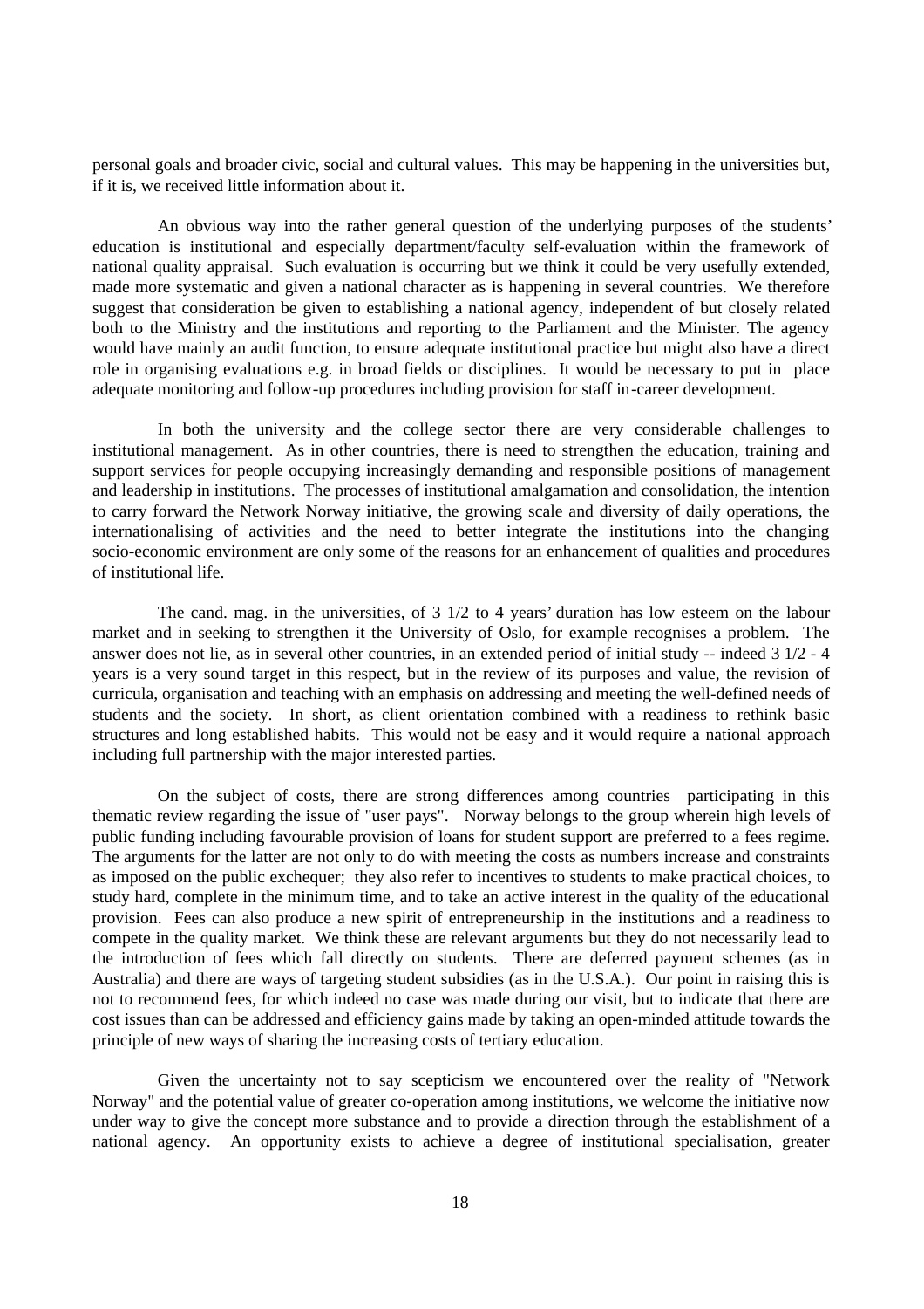personal goals and broader civic, social and cultural values. This may be happening in the universities but, if it is, we received little information about it.

An obvious way into the rather general question of the underlying purposes of the students' education is institutional and especially department/faculty self-evaluation within the framework of national quality appraisal. Such evaluation is occurring but we think it could be very usefully extended, made more systematic and given a national character as is happening in several countries. We therefore suggest that consideration be given to establishing a national agency, independent of but closely related both to the Ministry and the institutions and reporting to the Parliament and the Minister. The agency would have mainly an audit function, to ensure adequate institutional practice but might also have a direct role in organising evaluations e.g. in broad fields or disciplines. It would be necessary to put in place adequate monitoring and follow-up procedures including provision for staff in-career development.

In both the university and the college sector there are very considerable challenges to institutional management. As in other countries, there is need to strengthen the education, training and support services for people occupying increasingly demanding and responsible positions of management and leadership in institutions. The processes of institutional amalgamation and consolidation, the intention to carry forward the Network Norway initiative, the growing scale and diversity of daily operations, the internationalising of activities and the need to better integrate the institutions into the changing socio-economic environment are only some of the reasons for an enhancement of qualities and procedures of institutional life.

The cand. mag. in the universities, of 3 1/2 to 4 years' duration has low esteem on the labour market and in seeking to strengthen it the University of Oslo, for example recognises a problem. The answer does not lie, as in several other countries, in an extended period of initial study -- indeed 3 1/2 - 4 years is a very sound target in this respect, but in the review of its purposes and value, the revision of curricula, organisation and teaching with an emphasis on addressing and meeting the well-defined needs of students and the society. In short, as client orientation combined with a readiness to rethink basic structures and long established habits. This would not be easy and it would require a national approach including full partnership with the major interested parties.

On the subject of costs, there are strong differences among countries participating in this thematic review regarding the issue of "user pays". Norway belongs to the group wherein high levels of public funding including favourable provision of loans for student support are preferred to a fees regime. The arguments for the latter are not only to do with meeting the costs as numbers increase and constraints as imposed on the public exchequer; they also refer to incentives to students to make practical choices, to study hard, complete in the minimum time, and to take an active interest in the quality of the educational provision. Fees can also produce a new spirit of entrepreneurship in the institutions and a readiness to compete in the quality market. We think these are relevant arguments but they do not necessarily lead to the introduction of fees which fall directly on students. There are deferred payment schemes (as in Australia) and there are ways of targeting student subsidies (as in the U.S.A.). Our point in raising this is not to recommend fees, for which indeed no case was made during our visit, but to indicate that there are cost issues than can be addressed and efficiency gains made by taking an open-minded attitude towards the principle of new ways of sharing the increasing costs of tertiary education.

Given the uncertainty not to say scepticism we encountered over the reality of "Network Norway" and the potential value of greater co-operation among institutions, we welcome the initiative now under way to give the concept more substance and to provide a direction through the establishment of a national agency. An opportunity exists to achieve a degree of institutional specialisation, greater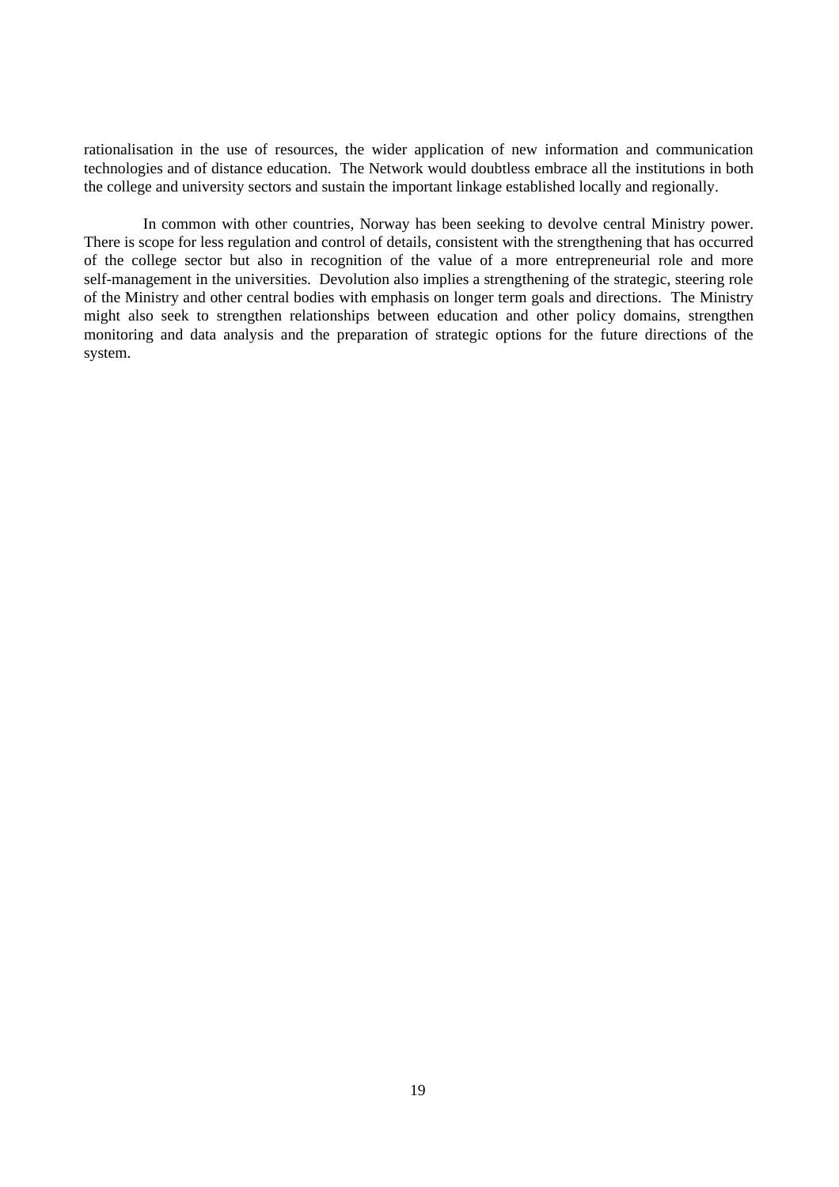rationalisation in the use of resources, the wider application of new information and communication technologies and of distance education. The Network would doubtless embrace all the institutions in both the college and university sectors and sustain the important linkage established locally and regionally.

In common with other countries, Norway has been seeking to devolve central Ministry power. There is scope for less regulation and control of details, consistent with the strengthening that has occurred of the college sector but also in recognition of the value of a more entrepreneurial role and more self-management in the universities. Devolution also implies a strengthening of the strategic, steering role of the Ministry and other central bodies with emphasis on longer term goals and directions. The Ministry might also seek to strengthen relationships between education and other policy domains, strengthen monitoring and data analysis and the preparation of strategic options for the future directions of the system.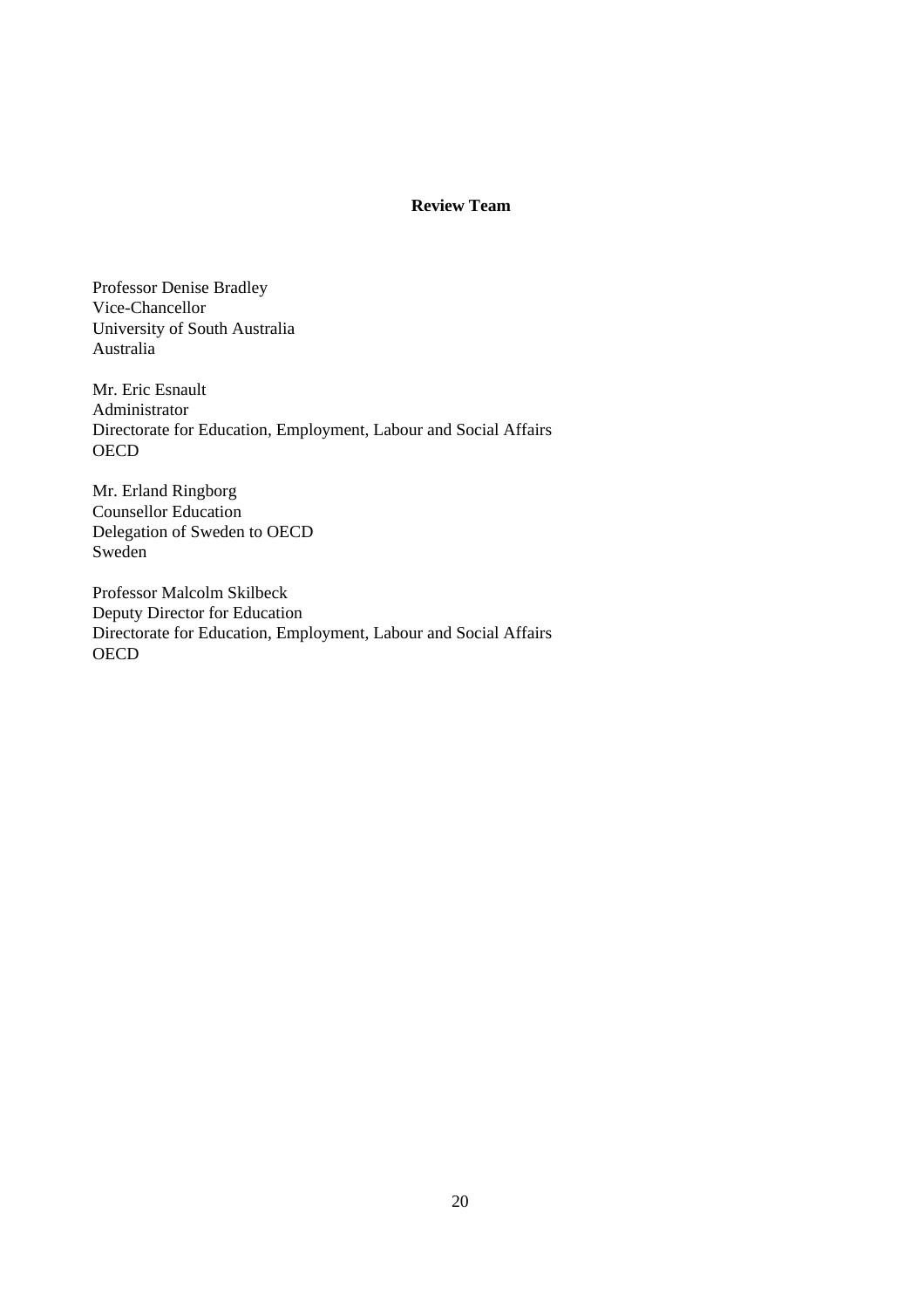**Review Team**

Professor Denise Bradley
Vice-Chancellor
University of South Australia
Australia

Mr. Eric Esnault
Administrator
Directorate for Education, Employment, Labour and Social Affairs
OECD

Mr. Erland Ringborg
Counsellor Education
Delegation of Sweden to OECD
Sweden

Professor Malcolm Skilbeck
Deputy Director for Education
Directorate for Education, Employment, Labour and Social Affairs
OECD